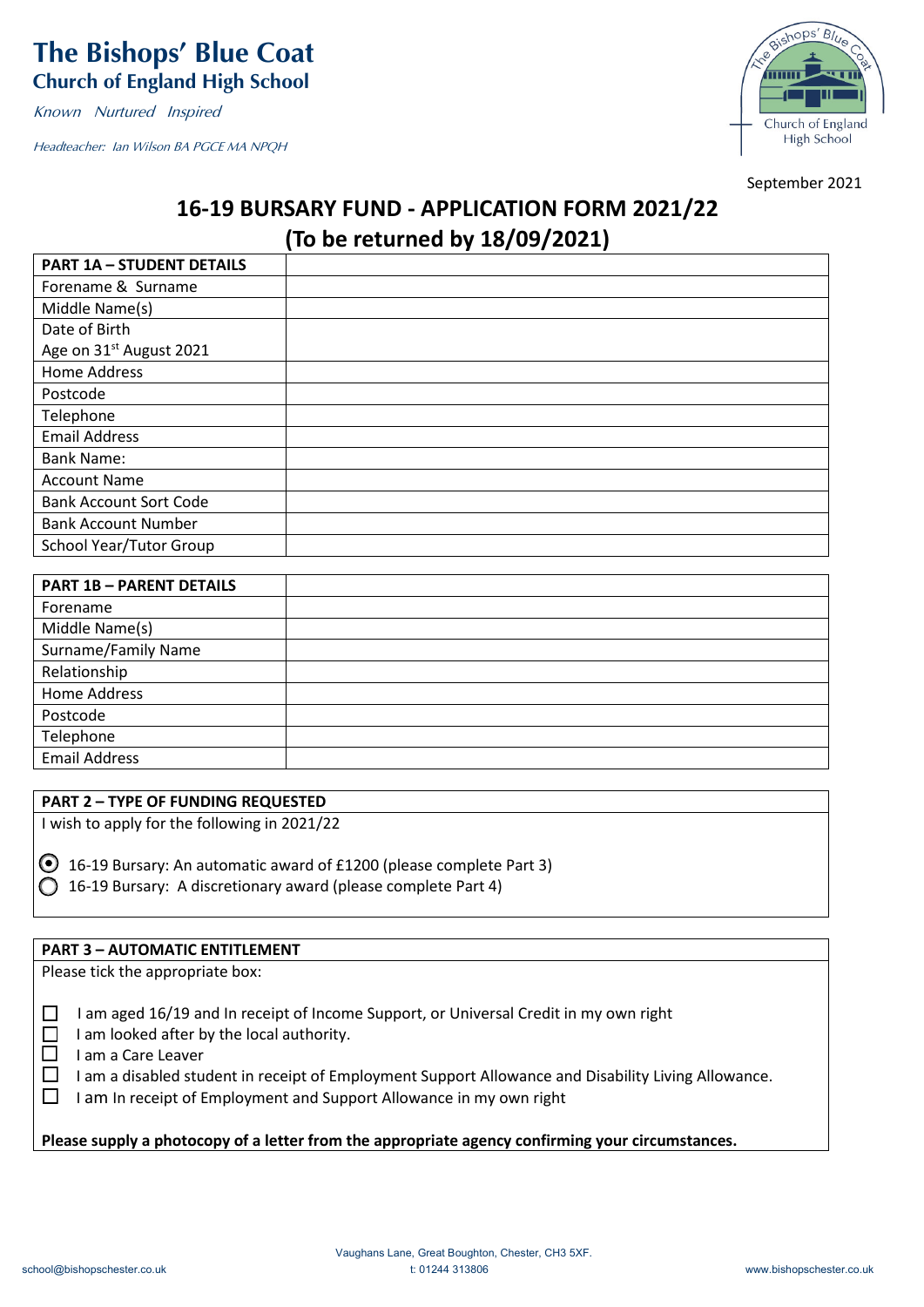# The Bishops' Blue Coat
## Church of England High School

*Known Nurtured Inspired*

*Headteacher: Ian Wilson BA PGCE MA NPQH*

September 2021

# 16-19 BURSARY FUND - APPLICATION FORM 2021/22
# (To be returned by 18/09/2021)

| PART 1A – STUDENT DETAILS | |
|---|---|
| Forename & Surname | |
| Middle Name(s) | |
| Date of Birth<br>Age on 31st August 2021 | |
| Home Address | |
| Postcode | |
| Telephone | |
| Email Address | |
| Bank Name: | |
| Account Name | |
| Bank Account Sort Code | |
| Bank Account Number | |
| School Year/Tutor Group | |

| PART 1B – PARENT DETAILS | |
|---|---|
| Forename | |
| Middle Name(s) | |
| Surname/Family Name | |
| Relationship | |
| Home Address | |
| Postcode | |
| Telephone | |
| Email Address | |

**PART 2 – TYPE OF FUNDING REQUESTED**

I wish to apply for the following in 2021/22

- (●) 16-19 Bursary: An automatic award of £1200 (please complete Part 3)
- ( ) 16-19 Bursary: A discretionary award (please complete Part 4)

**PART 3 – AUTOMATIC ENTITLEMENT**

Please tick the appropriate box:

- ☐ I am aged 16/19 and In receipt of Income Support, or Universal Credit in my own right
- ☐ I am looked after by the local authority.
- ☐ I am a Care Leaver
- ☐ I am a disabled student in receipt of Employment Support Allowance and Disability Living Allowance.
- ☐ I am In receipt of Employment and Support Allowance in my own right

**Please supply a photocopy of a letter from the appropriate agency confirming your circumstances.**

Vaughans Lane, Great Boughton, Chester, CH3 5XF.

school@bishopschester.co.uk t: 01244 313806 www.bishopschester.co.uk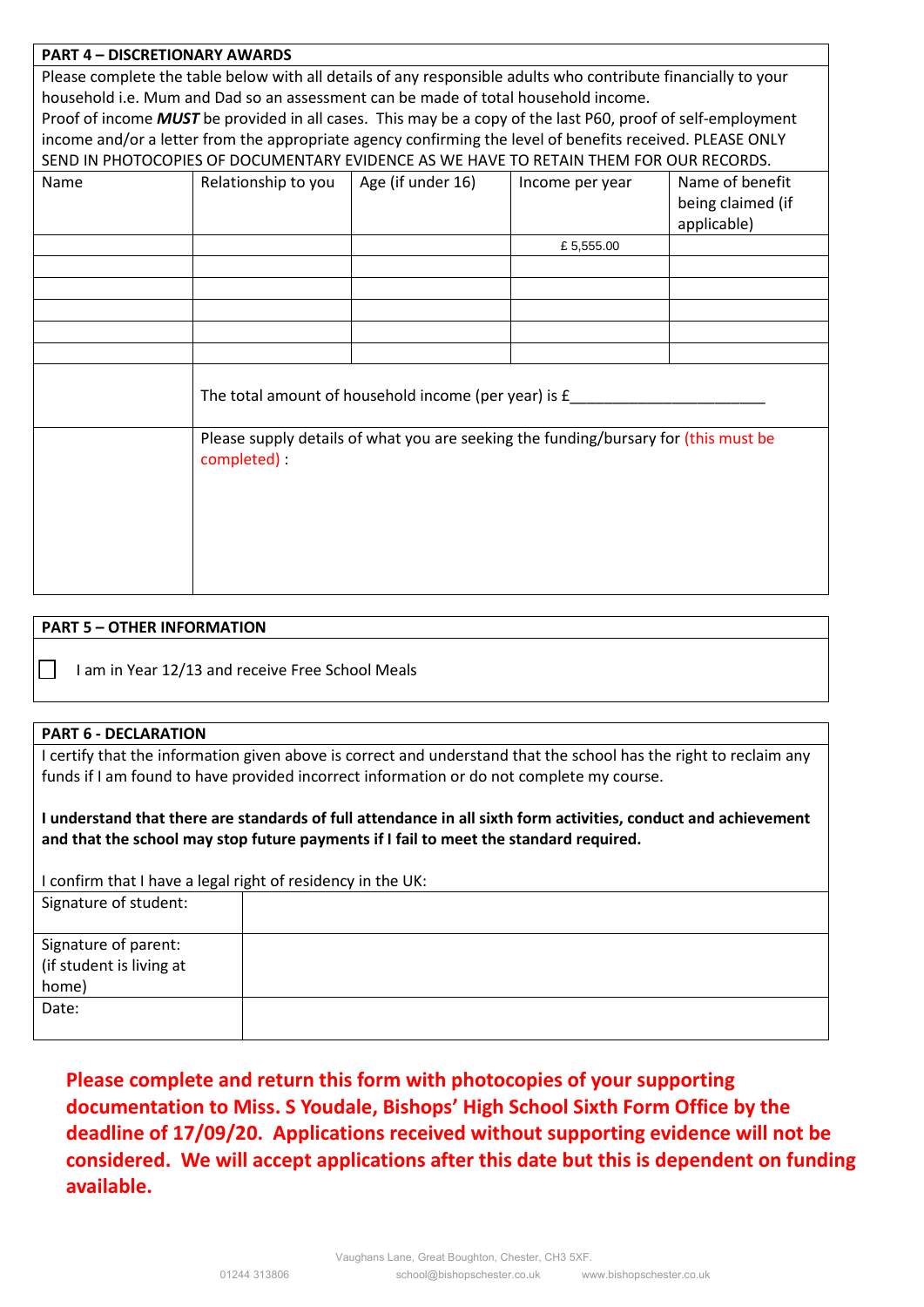| **PART 4 – DISCRETIONARY AWARDS** | | | | |
|---|---|---|---|---|
| Please complete the table below with all details of any responsible adults who contribute financially to your household i.e. Mum and Dad so an assessment can be made of total household income. Proof of income ***MUST*** be provided in all cases. This may be a copy of the last P60, proof of self-employment income and/or a letter from the appropriate agency confirming the level of benefits received. PLEASE ONLY SEND IN PHOTOCOPIES OF DOCUMENTARY EVIDENCE AS WE HAVE TO RETAIN THEM FOR OUR RECORDS. | | | | |
| Name | Relationship to you | Age (if under 16) | Income per year | Name of benefit being claimed (if applicable) |
| | | | £ 5,555.00 | |
| | | | | |
| | | | | |
| | | | | |
| | | | | |
| | | | | |
| | The total amount of household income (per year) is £\_\_\_\_\_\_\_\_\_\_\_\_\_\_\_\_\_\_\_\_\_\_\_ | | | |
| | Please supply details of what you are seeking the funding/bursary for (this must be completed) : | | | |

| **PART 5 – OTHER INFORMATION** |
|---|
| ☐ I am in Year 12/13 and receive Free School Meals |

**PART 6 - DECLARATION**

I certify that the information given above is correct and understand that the school has the right to reclaim any funds if I am found to have provided incorrect information or do not complete my course.

**I understand that there are standards of full attendance in all sixth form activities, conduct and achievement and that the school may stop future payments if I fail to meet the standard required.**

I confirm that I have a legal right of residency in the UK:

| | |
|---|---|
| Signature of student: | |
| Signature of parent: (if student is living at home) | |
| Date: | |

**Please complete and return this form with photocopies of your supporting documentation to Miss. S Youdale, Bishops' High School Sixth Form Office by the deadline of 17/09/20. Applications received without supporting evidence will not be considered. We will accept applications after this date but this is dependent on funding available.**

Vaughans Lane, Great Boughton, Chester, CH3 5XF.
01244 313806 school@bishopschester.co.uk www.bishopschester.co.uk